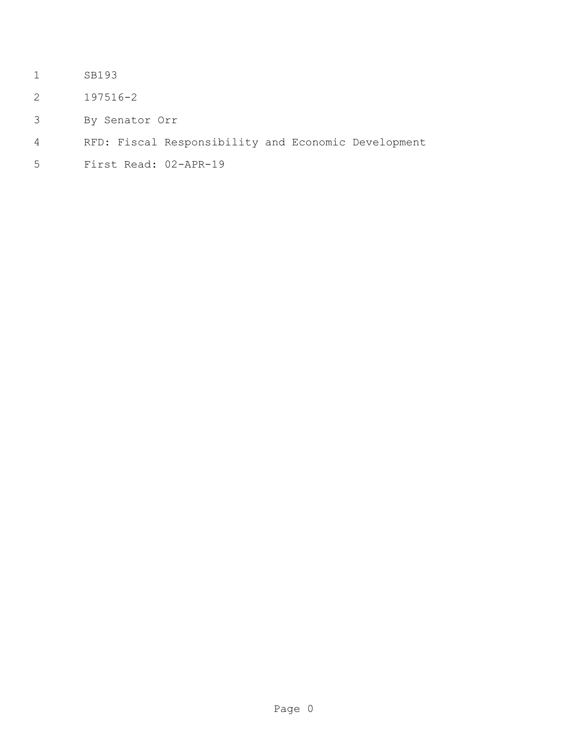SB193

197516-2

By Senator Orr

RFD: Fiscal Responsibility and Economic Development

First Read: 02-APR-19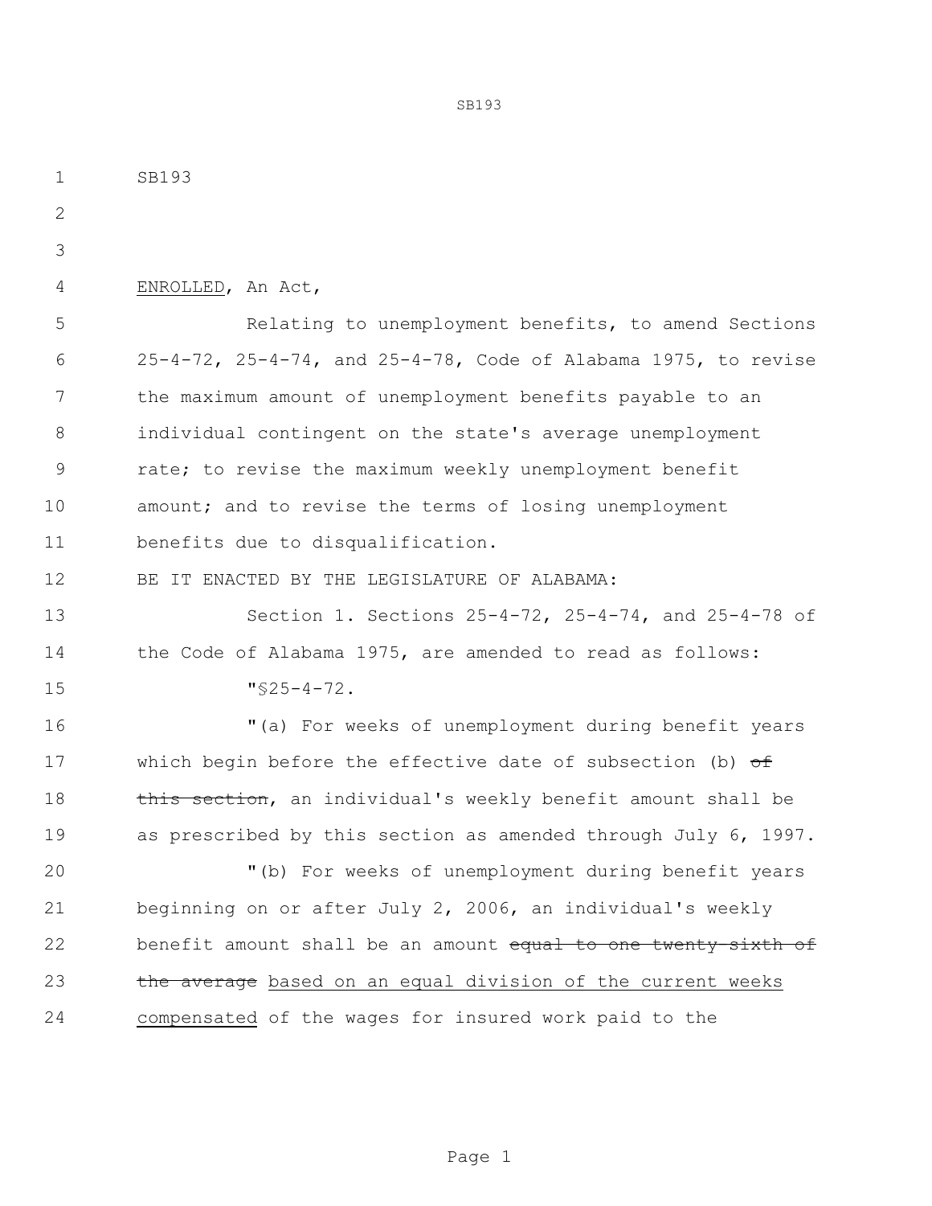SB193

ENROLLED, An Act,

Relating to unemployment benefits, to amend Sections 25-4-72, 25-4-74, and 25-4-78, Code of Alabama 1975, to revise the maximum amount of unemployment benefits payable to an individual contingent on the state's average unemployment rate; to revise the maximum weekly unemployment benefit amount; and to revise the terms of losing unemployment benefits due to disqualification.

BE IT ENACTED BY THE LEGISLATURE OF ALABAMA:

Section 1. Sections 25-4-72, 25-4-74, and 25-4-78 of the Code of Alabama 1975, are amended to read as follows:

"§25-4-72.

"(a) For weeks of unemployment during benefit years which begin before the effective date of subsection (b) ~~of this section~~, an individual's weekly benefit amount shall be as prescribed by this section as amended through July 6, 1997.

"(b) For weeks of unemployment during benefit years beginning on or after July 2, 2006, an individual's weekly benefit amount shall be an amount ~~equal to one twenty-sixth of the average~~ based on an equal division of the current weeks compensated of the wages for insured work paid to the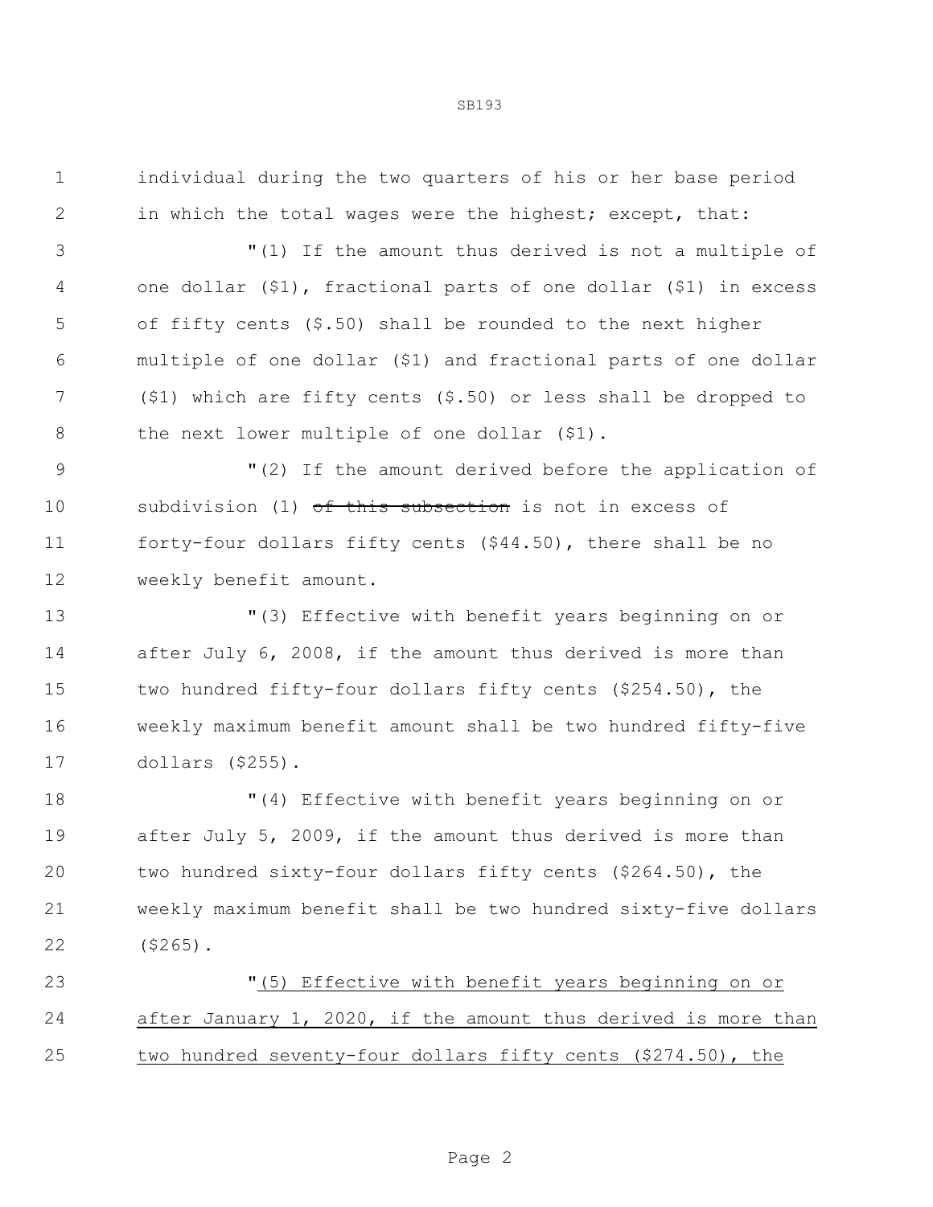individual during the two quarters of his or her base period in which the total wages were the highest; except, that:

"(1) If the amount thus derived is not a multiple of one dollar ($1), fractional parts of one dollar ($1) in excess of fifty cents ($.50) shall be rounded to the next higher multiple of one dollar ($1) and fractional parts of one dollar ($1) which are fifty cents ($.50) or less shall be dropped to the next lower multiple of one dollar ($1).

"(2) If the amount derived before the application of subdivision (1) ~~of this subsection~~ is not in excess of forty-four dollars fifty cents ($44.50), there shall be no weekly benefit amount.

"(3) Effective with benefit years beginning on or after July 6, 2008, if the amount thus derived is more than two hundred fifty-four dollars fifty cents ($254.50), the weekly maximum benefit amount shall be two hundred fifty-five dollars ($255).

"(4) Effective with benefit years beginning on or after July 5, 2009, if the amount thus derived is more than two hundred sixty-four dollars fifty cents ($264.50), the weekly maximum benefit shall be two hundred sixty-five dollars ($265).

"<u>(5) Effective with benefit years beginning on or after January 1, 2020, if the amount thus derived is more than two hundred seventy-four dollars fifty cents ($274.50), the</u>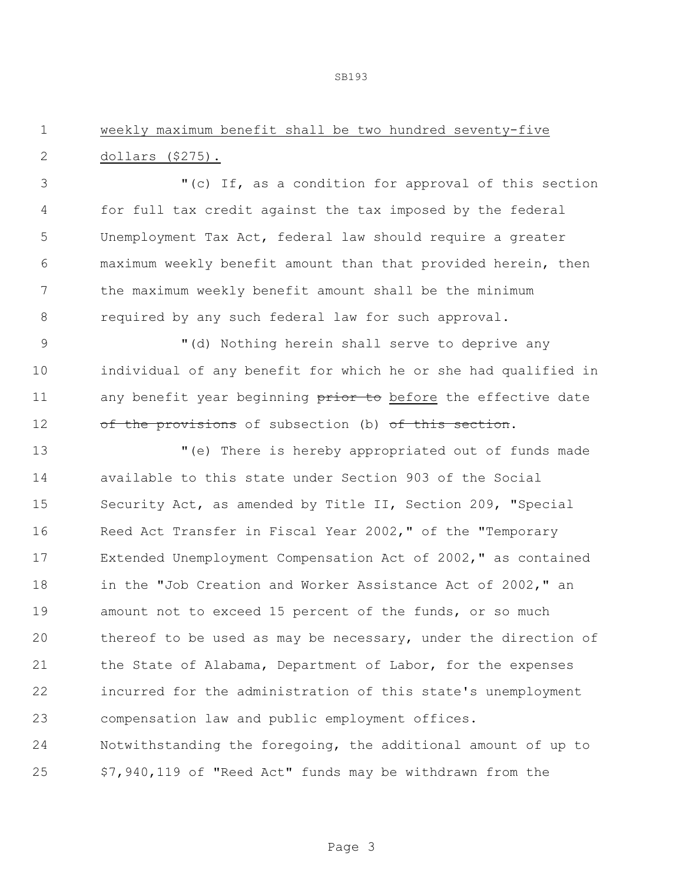weekly maximum benefit shall be two hundred seventy-five dollars ($275).

"(c) If, as a condition for approval of this section for full tax credit against the tax imposed by the federal Unemployment Tax Act, federal law should require a greater maximum weekly benefit amount than that provided herein, then the maximum weekly benefit amount shall be the minimum required by any such federal law for such approval.

"(d) Nothing herein shall serve to deprive any individual of any benefit for which he or she had qualified in any benefit year beginning ~~prior to~~ before the effective date ~~of the provisions~~ of subsection (b) ~~of this section~~.

"(e) There is hereby appropriated out of funds made available to this state under Section 903 of the Social Security Act, as amended by Title II, Section 209, "Special Reed Act Transfer in Fiscal Year 2002," of the "Temporary Extended Unemployment Compensation Act of 2002," as contained in the "Job Creation and Worker Assistance Act of 2002," an amount not to exceed 15 percent of the funds, or so much thereof to be used as may be necessary, under the direction of the State of Alabama, Department of Labor, for the expenses incurred for the administration of this state's unemployment compensation law and public employment offices. Notwithstanding the foregoing, the additional amount of up to $7,940,119 of "Reed Act" funds may be withdrawn from the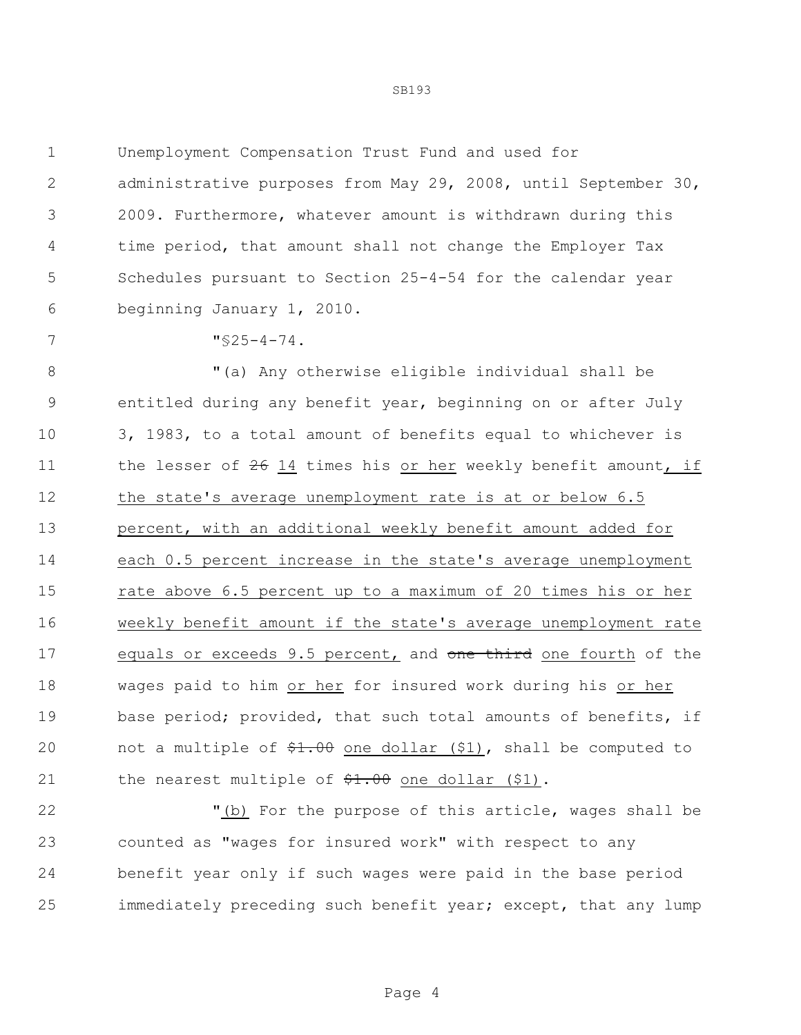Unemployment Compensation Trust Fund and used for administrative purposes from May 29, 2008, until September 30, 2009. Furthermore, whatever amount is withdrawn during this time period, that amount shall not change the Employer Tax Schedules pursuant to Section 25-4-54 for the calendar year beginning January 1, 2010.

"§25-4-74.

"(a) Any otherwise eligible individual shall be entitled during any benefit year, beginning on or after July 3, 1983, to a total amount of benefits equal to whichever is the lesser of ~~26~~ 14 times his or her weekly benefit amount, if the state's average unemployment rate is at or below 6.5 percent, with an additional weekly benefit amount added for each 0.5 percent increase in the state's average unemployment rate above 6.5 percent up to a maximum of 20 times his or her weekly benefit amount if the state's average unemployment rate equals or exceeds 9.5 percent, and ~~one third~~ one fourth of the wages paid to him or her for insured work during his or her base period; provided, that such total amounts of benefits, if not a multiple of ~~$1.00~~ one dollar ($1), shall be computed to the nearest multiple of ~~$1.00~~ one dollar ($1).

"(b) For the purpose of this article, wages shall be counted as "wages for insured work" with respect to any benefit year only if such wages were paid in the base period immediately preceding such benefit year; except, that any lump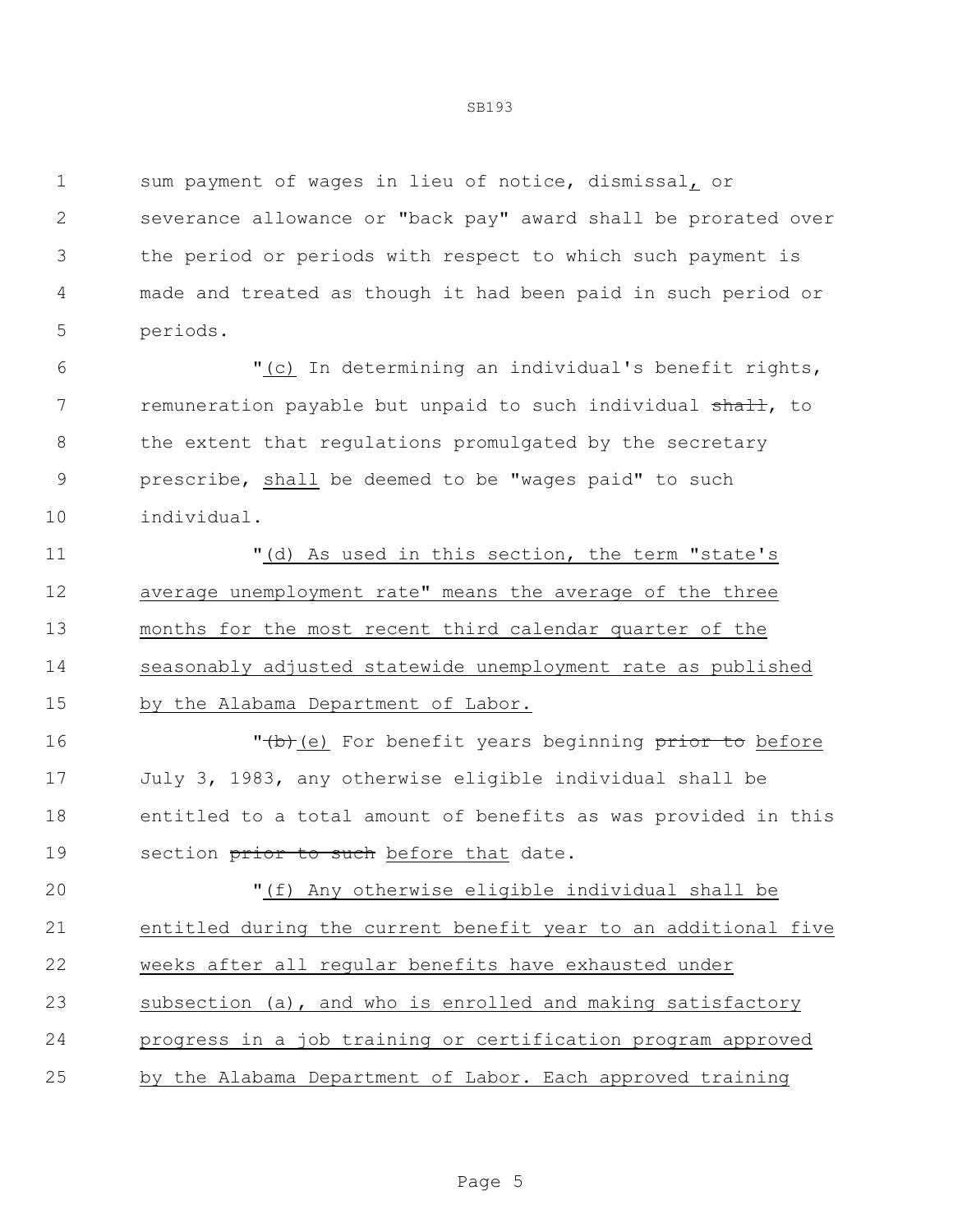sum payment of wages in lieu of notice, dismissal, or severance allowance or "back pay" award shall be prorated over the period or periods with respect to which such payment is made and treated as though it had been paid in such period or periods.

"(c) In determining an individual's benefit rights, remuneration payable but unpaid to such individual ~~shall~~, to the extent that regulations promulgated by the secretary prescribe, shall be deemed to be "wages paid" to such individual.

"(d) As used in this section, the term "state's average unemployment rate" means the average of the three months for the most recent third calendar quarter of the seasonably adjusted statewide unemployment rate as published by the Alabama Department of Labor.

"~~(b)~~(e) For benefit years beginning ~~prior to~~ before July 3, 1983, any otherwise eligible individual shall be entitled to a total amount of benefits as was provided in this section ~~prior to such~~ before that date.

"(f) Any otherwise eligible individual shall be entitled during the current benefit year to an additional five weeks after all regular benefits have exhausted under subsection (a), and who is enrolled and making satisfactory progress in a job training or certification program approved by the Alabama Department of Labor. Each approved training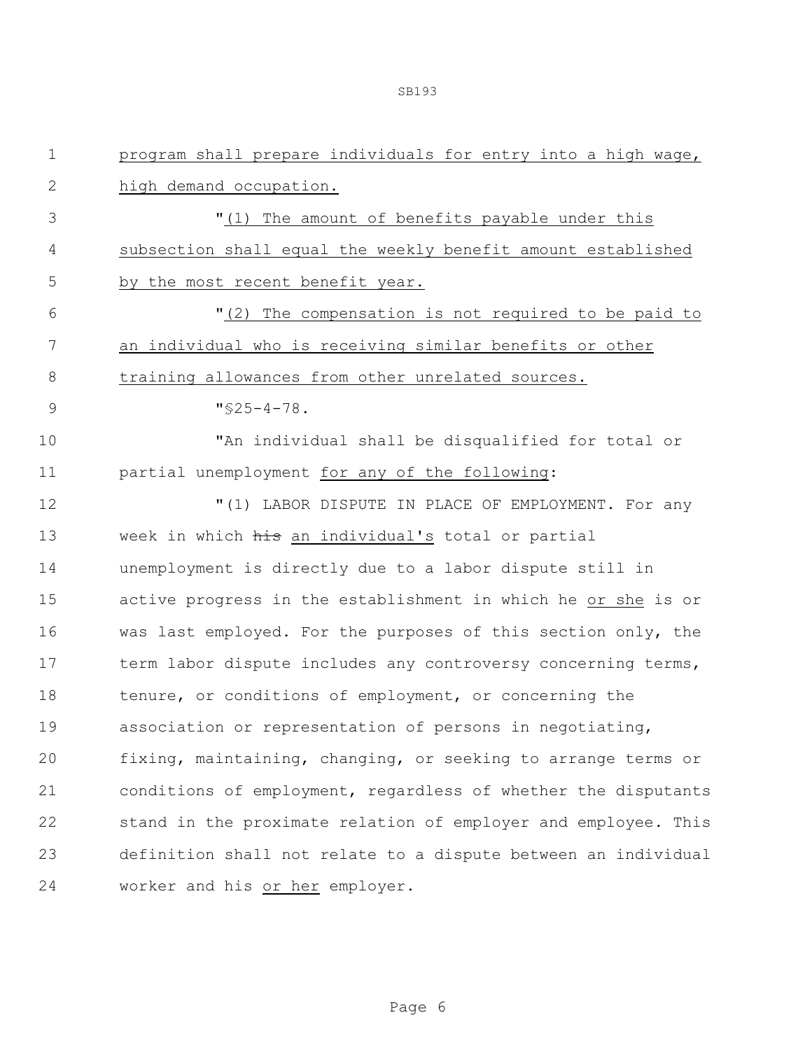program shall prepare individuals for entry into a high wage, high demand occupation.

"(1) The amount of benefits payable under this subsection shall equal the weekly benefit amount established by the most recent benefit year.

"(2) The compensation is not required to be paid to an individual who is receiving similar benefits or other training allowances from other unrelated sources.

"§25-4-78.

"An individual shall be disqualified for total or partial unemployment for any of the following:

"(1) LABOR DISPUTE IN PLACE OF EMPLOYMENT. For any week in which ~~his~~ an individual's total or partial unemployment is directly due to a labor dispute still in active progress in the establishment in which he or she is or was last employed. For the purposes of this section only, the term labor dispute includes any controversy concerning terms, tenure, or conditions of employment, or concerning the association or representation of persons in negotiating, fixing, maintaining, changing, or seeking to arrange terms or conditions of employment, regardless of whether the disputants stand in the proximate relation of employer and employee. This definition shall not relate to a dispute between an individual worker and his or her employer.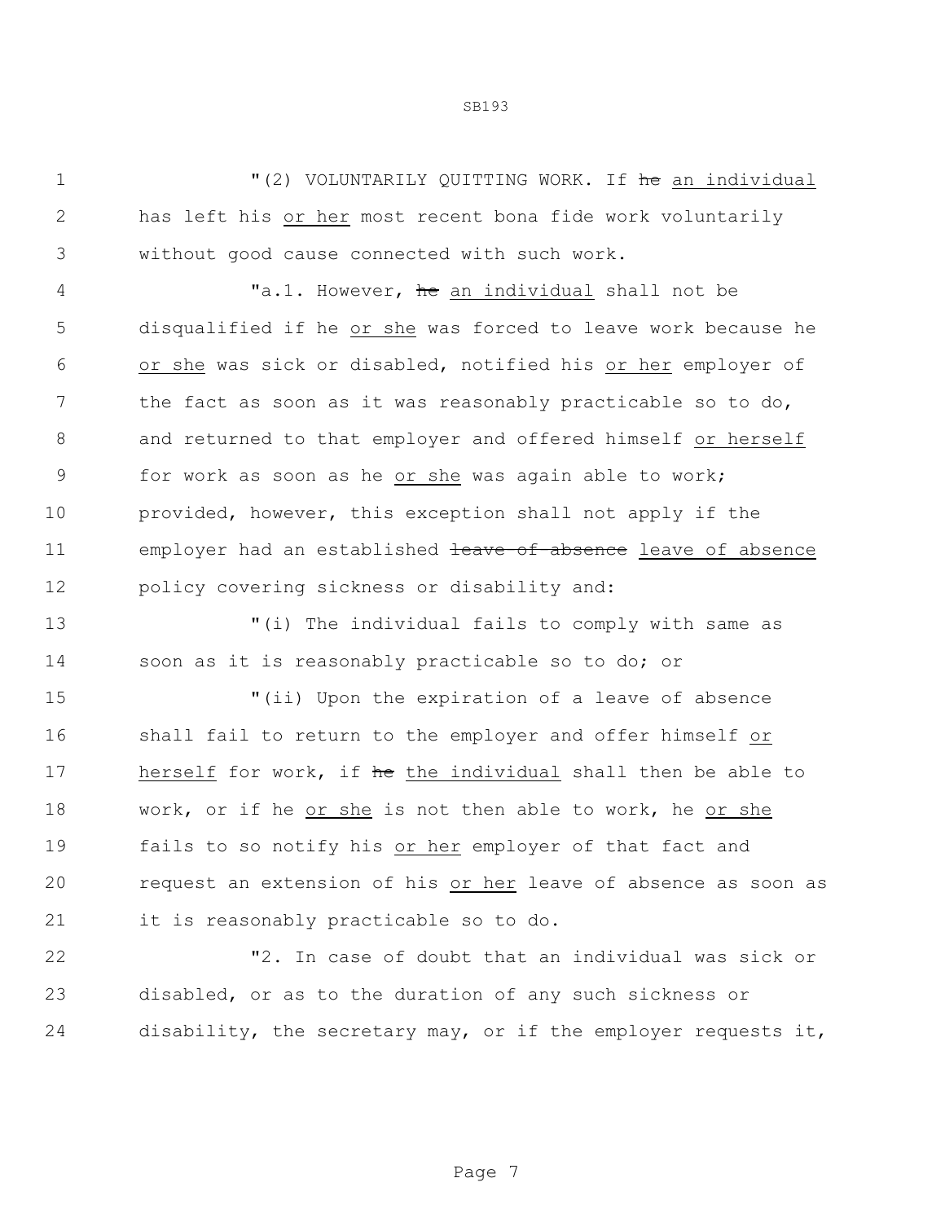"(2) VOLUNTARILY QUITTING WORK. If ~~he~~ an individual has left his or her most recent bona fide work voluntarily without good cause connected with such work.

"a.1. However, ~~he~~ an individual shall not be disqualified if he or she was forced to leave work because he or she was sick or disabled, notified his or her employer of the fact as soon as it was reasonably practicable so to do, and returned to that employer and offered himself or herself for work as soon as he or she was again able to work; provided, however, this exception shall not apply if the employer had an established ~~leave of absence~~ leave of absence policy covering sickness or disability and:

"(i) The individual fails to comply with same as soon as it is reasonably practicable so to do; or

"(ii) Upon the expiration of a leave of absence shall fail to return to the employer and offer himself or herself for work, if ~~he~~ the individual shall then be able to work, or if he or she is not then able to work, he or she fails to so notify his or her employer of that fact and request an extension of his or her leave of absence as soon as it is reasonably practicable so to do.

"2. In case of doubt that an individual was sick or disabled, or as to the duration of any such sickness or disability, the secretary may, or if the employer requests it,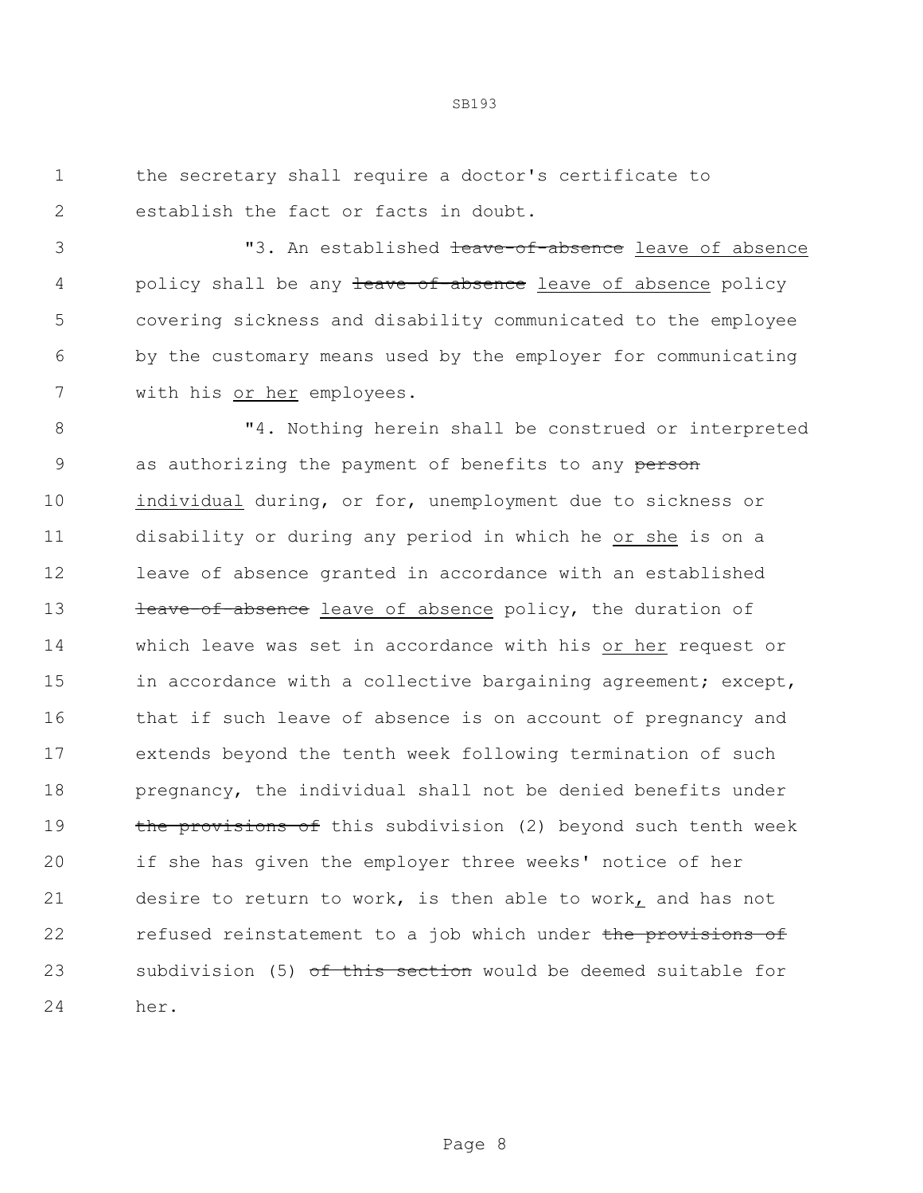the secretary shall require a doctor's certificate to establish the fact or facts in doubt.

"3. An established ~~leave-of-absence~~ leave of absence policy shall be any ~~leave of absence~~ leave of absence policy covering sickness and disability communicated to the employee by the customary means used by the employer for communicating with his or her employees.

"4. Nothing herein shall be construed or interpreted as authorizing the payment of benefits to any ~~person~~ individual during, or for, unemployment due to sickness or disability or during any period in which he or she is on a leave of absence granted in accordance with an established ~~leave of absence~~ leave of absence policy, the duration of which leave was set in accordance with his or her request or in accordance with a collective bargaining agreement; except, that if such leave of absence is on account of pregnancy and extends beyond the tenth week following termination of such pregnancy, the individual shall not be denied benefits under ~~the provisions of~~ this subdivision (2) beyond such tenth week if she has given the employer three weeks' notice of her desire to return to work, is then able to work, and has not refused reinstatement to a job which under ~~the provisions of~~ subdivision (5) ~~of this section~~ would be deemed suitable for her.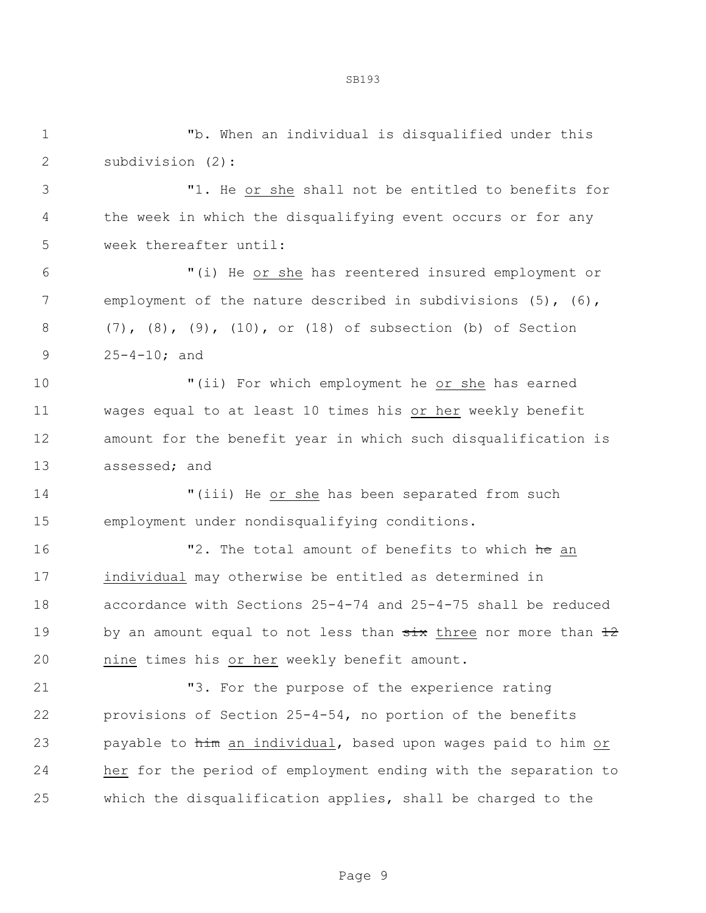"b. When an individual is disqualified under this subdivision (2):

"1. He or she shall not be entitled to benefits for the week in which the disqualifying event occurs or for any week thereafter until:

"(i) He or she has reentered insured employment or employment of the nature described in subdivisions (5), (6), (7), (8), (9), (10), or (18) of subsection (b) of Section 25-4-10; and

"(ii) For which employment he or she has earned wages equal to at least 10 times his or her weekly benefit amount for the benefit year in which such disqualification is assessed; and

"(iii) He or she has been separated from such employment under nondisqualifying conditions.

"2. The total amount of benefits to which ~~he~~ an individual may otherwise be entitled as determined in accordance with Sections 25-4-74 and 25-4-75 shall be reduced by an amount equal to not less than ~~six~~ three nor more than ~~12~~ nine times his or her weekly benefit amount.

"3. For the purpose of the experience rating provisions of Section 25-4-54, no portion of the benefits payable to ~~him~~ an individual, based upon wages paid to him or her for the period of employment ending with the separation to which the disqualification applies, shall be charged to the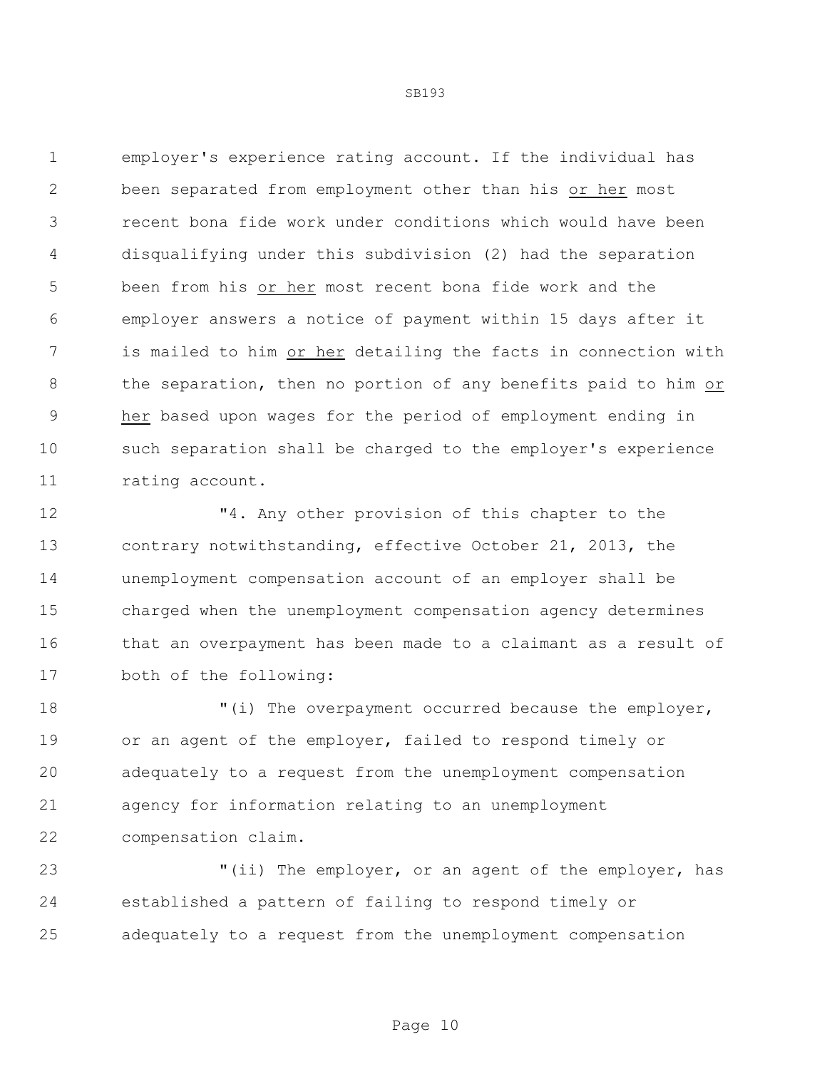employer's experience rating account. If the individual has been separated from employment other than his <u>or her</u> most recent bona fide work under conditions which would have been disqualifying under this subdivision (2) had the separation been from his <u>or her</u> most recent bona fide work and the employer answers a notice of payment within 15 days after it is mailed to him <u>or her</u> detailing the facts in connection with the separation, then no portion of any benefits paid to him <u>or her</u> based upon wages for the period of employment ending in such separation shall be charged to the employer's experience rating account.

"4. Any other provision of this chapter to the contrary notwithstanding, effective October 21, 2013, the unemployment compensation account of an employer shall be charged when the unemployment compensation agency determines that an overpayment has been made to a claimant as a result of both of the following:

"(i) The overpayment occurred because the employer, or an agent of the employer, failed to respond timely or adequately to a request from the unemployment compensation agency for information relating to an unemployment compensation claim.

"(ii) The employer, or an agent of the employer, has established a pattern of failing to respond timely or adequately to a request from the unemployment compensation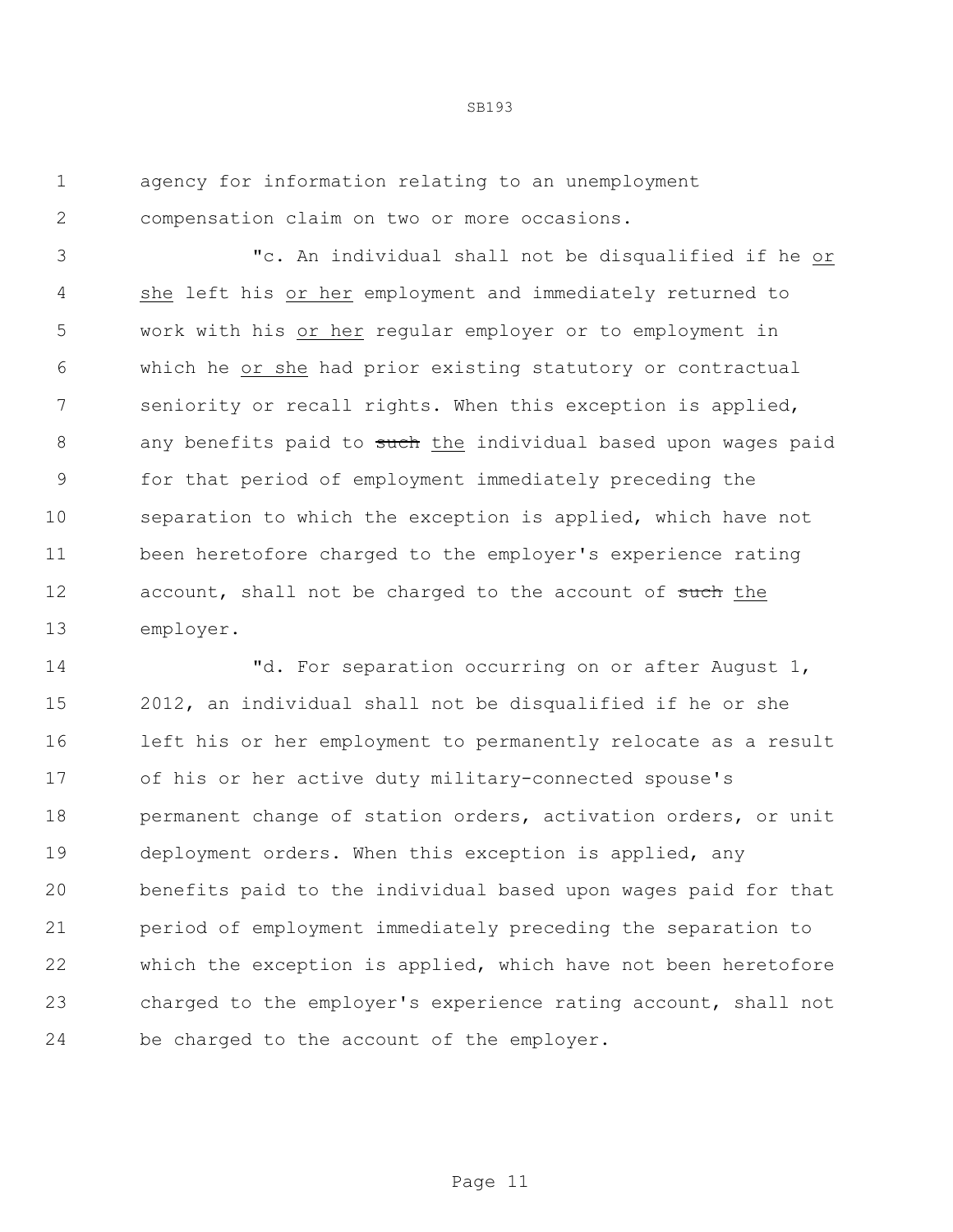agency for information relating to an unemployment compensation claim on two or more occasions.

"c. An individual shall not be disqualified if he or she left his or her employment and immediately returned to work with his or her regular employer or to employment in which he or she had prior existing statutory or contractual seniority or recall rights. When this exception is applied, any benefits paid to ~~such~~ the individual based upon wages paid for that period of employment immediately preceding the separation to which the exception is applied, which have not been heretofore charged to the employer's experience rating account, shall not be charged to the account of ~~such~~ the employer.

"d. For separation occurring on or after August 1, 2012, an individual shall not be disqualified if he or she left his or her employment to permanently relocate as a result of his or her active duty military-connected spouse's permanent change of station orders, activation orders, or unit deployment orders. When this exception is applied, any benefits paid to the individual based upon wages paid for that period of employment immediately preceding the separation to which the exception is applied, which have not been heretofore charged to the employer's experience rating account, shall not be charged to the account of the employer.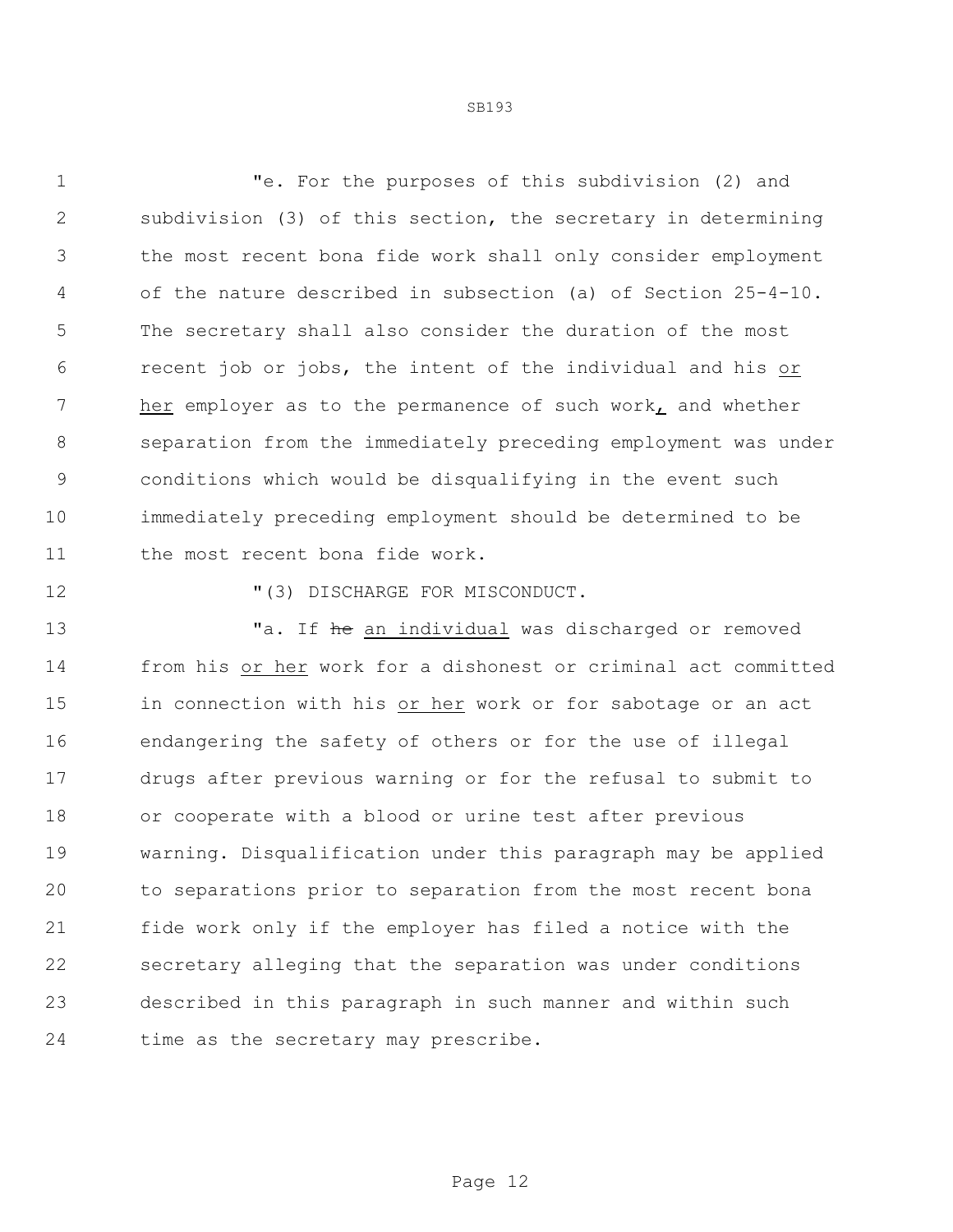"e. For the purposes of this subdivision (2) and subdivision (3) of this section, the secretary in determining the most recent bona fide work shall only consider employment of the nature described in subsection (a) of Section 25-4-10. The secretary shall also consider the duration of the most recent job or jobs, the intent of the individual and his or her employer as to the permanence of such work, and whether separation from the immediately preceding employment was under conditions which would be disqualifying in the event such immediately preceding employment should be determined to be the most recent bona fide work.

"(3) DISCHARGE FOR MISCONDUCT.

"a. If ~~he~~ an individual was discharged or removed from his or her work for a dishonest or criminal act committed in connection with his or her work or for sabotage or an act endangering the safety of others or for the use of illegal drugs after previous warning or for the refusal to submit to or cooperate with a blood or urine test after previous warning. Disqualification under this paragraph may be applied to separations prior to separation from the most recent bona fide work only if the employer has filed a notice with the secretary alleging that the separation was under conditions described in this paragraph in such manner and within such time as the secretary may prescribe.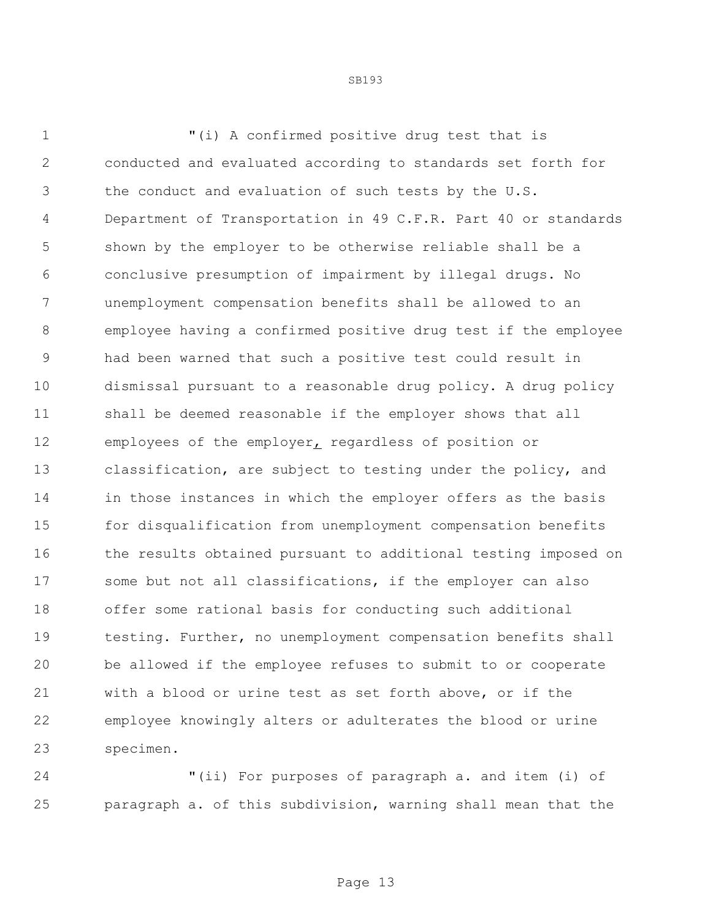"(i) A confirmed positive drug test that is conducted and evaluated according to standards set forth for the conduct and evaluation of such tests by the U.S. Department of Transportation in 49 C.F.R. Part 40 or standards shown by the employer to be otherwise reliable shall be a conclusive presumption of impairment by illegal drugs. No unemployment compensation benefits shall be allowed to an employee having a confirmed positive drug test if the employee had been warned that such a positive test could result in dismissal pursuant to a reasonable drug policy. A drug policy shall be deemed reasonable if the employer shows that all employees of the employer, regardless of position or classification, are subject to testing under the policy, and in those instances in which the employer offers as the basis for disqualification from unemployment compensation benefits the results obtained pursuant to additional testing imposed on some but not all classifications, if the employer can also offer some rational basis for conducting such additional testing. Further, no unemployment compensation benefits shall be allowed if the employee refuses to submit to or cooperate with a blood or urine test as set forth above, or if the employee knowingly alters or adulterates the blood or urine specimen.

"(ii) For purposes of paragraph a. and item (i) of paragraph a. of this subdivision, warning shall mean that the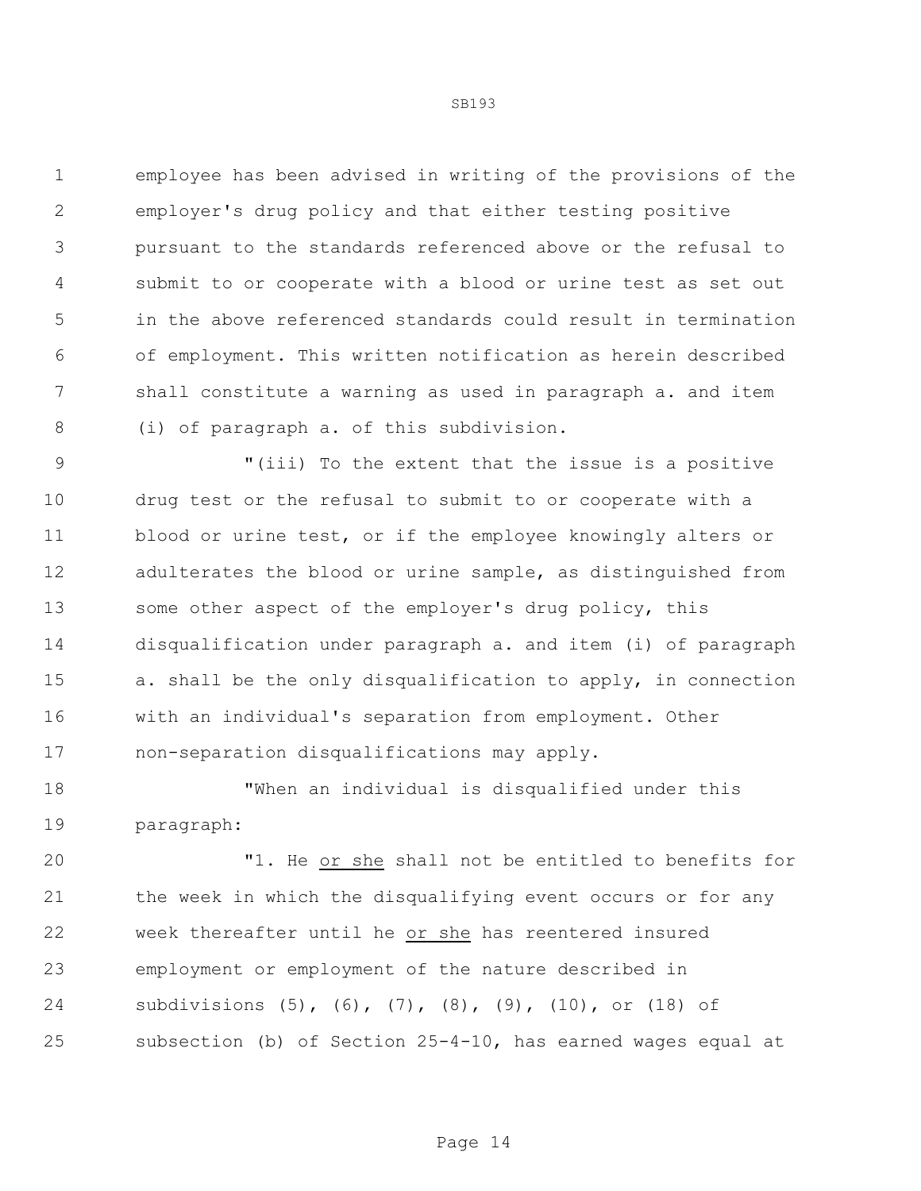employee has been advised in writing of the provisions of the employer's drug policy and that either testing positive pursuant to the standards referenced above or the refusal to submit to or cooperate with a blood or urine test as set out in the above referenced standards could result in termination of employment. This written notification as herein described shall constitute a warning as used in paragraph a. and item (i) of paragraph a. of this subdivision.

"(iii) To the extent that the issue is a positive drug test or the refusal to submit to or cooperate with a blood or urine test, or if the employee knowingly alters or adulterates the blood or urine sample, as distinguished from some other aspect of the employer's drug policy, this disqualification under paragraph a. and item (i) of paragraph a. shall be the only disqualification to apply, in connection with an individual's separation from employment. Other non-separation disqualifications may apply.

"When an individual is disqualified under this paragraph:

"1. He or she shall not be entitled to benefits for the week in which the disqualifying event occurs or for any week thereafter until he or she has reentered insured employment or employment of the nature described in subdivisions (5), (6), (7), (8), (9), (10), or (18) of subsection (b) of Section 25-4-10, has earned wages equal at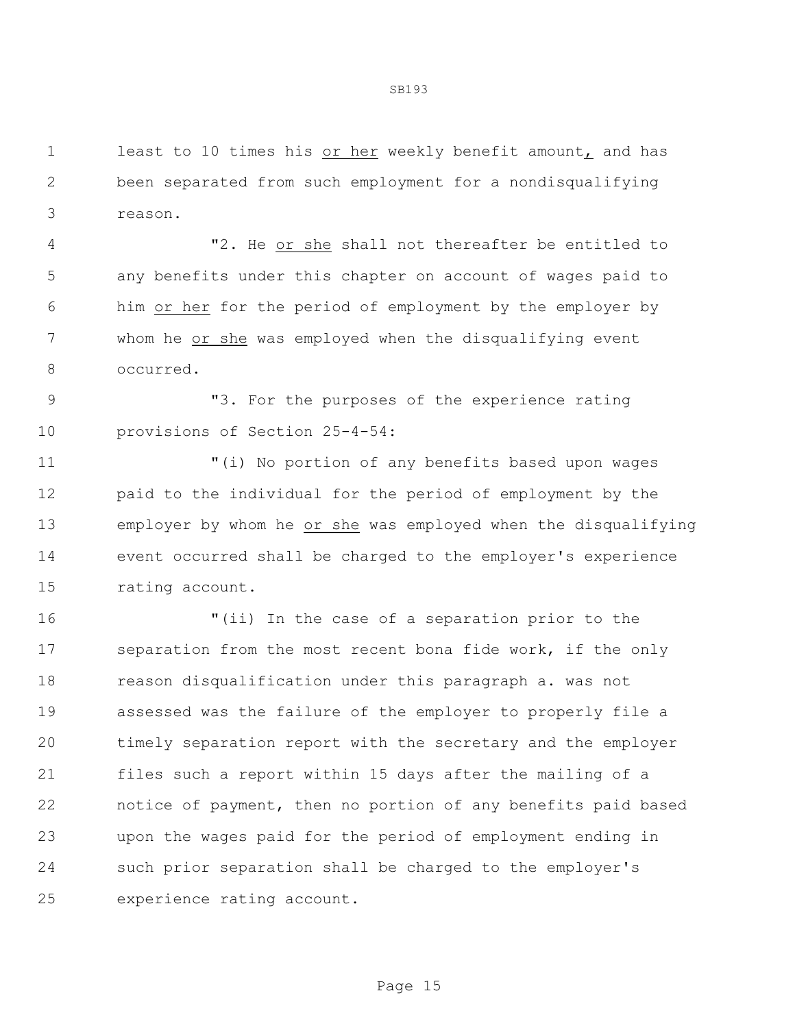least to 10 times his or her weekly benefit amount, and has been separated from such employment for a nondisqualifying reason.

"2. He or she shall not thereafter be entitled to any benefits under this chapter on account of wages paid to him or her for the period of employment by the employer by whom he or she was employed when the disqualifying event occurred.

"3. For the purposes of the experience rating provisions of Section 25-4-54:

"(i) No portion of any benefits based upon wages paid to the individual for the period of employment by the employer by whom he or she was employed when the disqualifying event occurred shall be charged to the employer's experience rating account.

"(ii) In the case of a separation prior to the separation from the most recent bona fide work, if the only reason disqualification under this paragraph a. was not assessed was the failure of the employer to properly file a timely separation report with the secretary and the employer files such a report within 15 days after the mailing of a notice of payment, then no portion of any benefits paid based upon the wages paid for the period of employment ending in such prior separation shall be charged to the employer's experience rating account.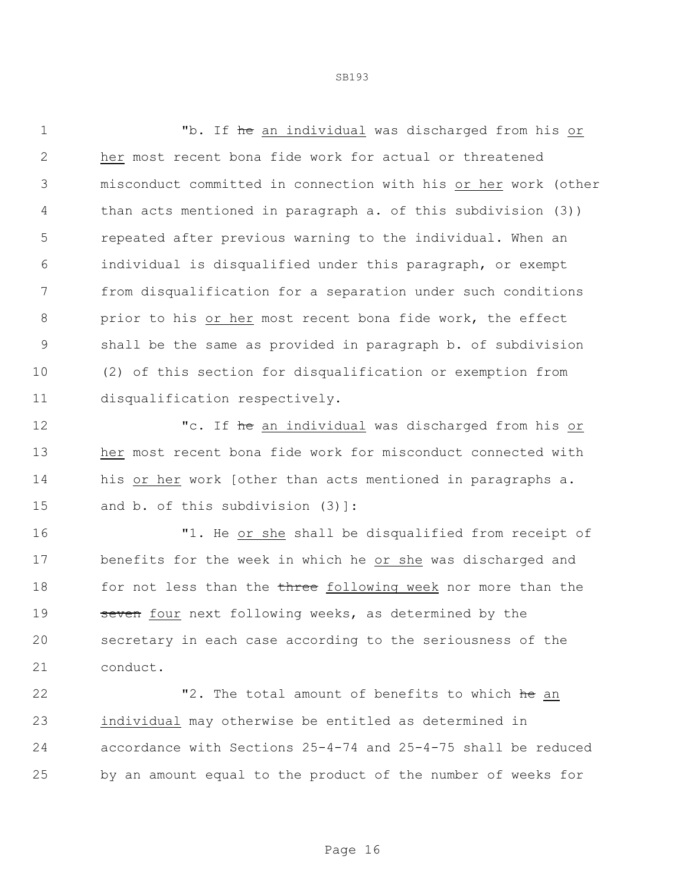"b. If ~~he~~ an individual was discharged from his or her most recent bona fide work for actual or threatened misconduct committed in connection with his or her work (other than acts mentioned in paragraph a. of this subdivision (3)) repeated after previous warning to the individual. When an individual is disqualified under this paragraph, or exempt from disqualification for a separation under such conditions prior to his or her most recent bona fide work, the effect shall be the same as provided in paragraph b. of subdivision (2) of this section for disqualification or exemption from disqualification respectively.

"c. If ~~he~~ an individual was discharged from his or her most recent bona fide work for misconduct connected with his or her work [other than acts mentioned in paragraphs a. and b. of this subdivision (3)]:

"1. He or she shall be disqualified from receipt of benefits for the week in which he or she was discharged and for not less than the ~~three~~ following week nor more than the ~~seven~~ four next following weeks, as determined by the secretary in each case according to the seriousness of the conduct.

"2. The total amount of benefits to which ~~he~~ an individual may otherwise be entitled as determined in accordance with Sections 25-4-74 and 25-4-75 shall be reduced by an amount equal to the product of the number of weeks for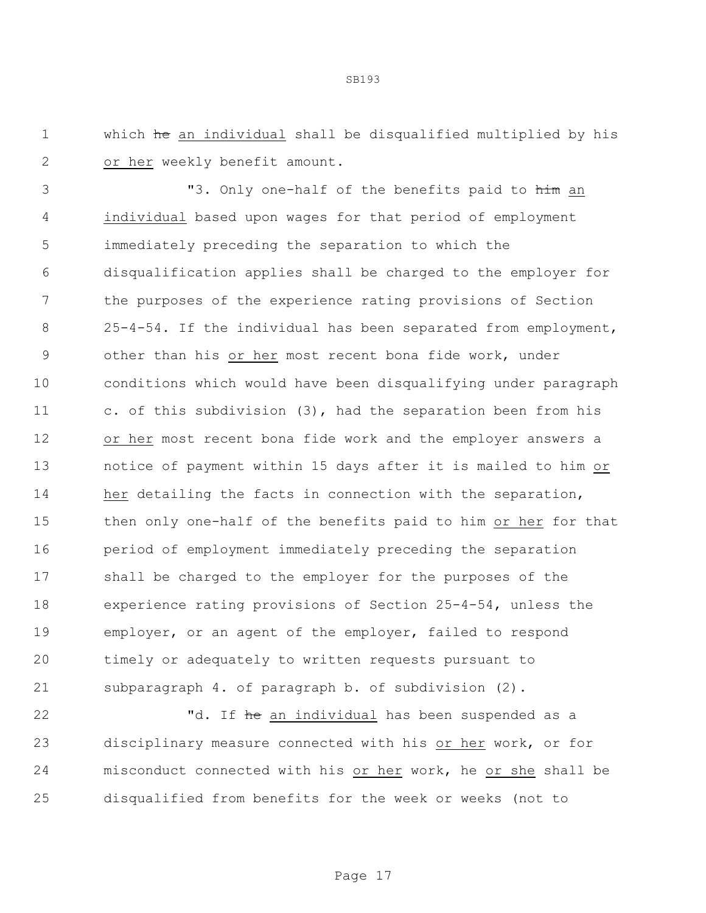which ~~he~~ an individual shall be disqualified multiplied by his or her weekly benefit amount.

"3. Only one-half of the benefits paid to ~~him~~ an individual based upon wages for that period of employment immediately preceding the separation to which the disqualification applies shall be charged to the employer for the purposes of the experience rating provisions of Section 25-4-54. If the individual has been separated from employment, other than his or her most recent bona fide work, under conditions which would have been disqualifying under paragraph c. of this subdivision (3), had the separation been from his or her most recent bona fide work and the employer answers a notice of payment within 15 days after it is mailed to him or her detailing the facts in connection with the separation, then only one-half of the benefits paid to him or her for that period of employment immediately preceding the separation shall be charged to the employer for the purposes of the experience rating provisions of Section 25-4-54, unless the employer, or an agent of the employer, failed to respond timely or adequately to written requests pursuant to subparagraph 4. of paragraph b. of subdivision (2).

"d. If ~~he~~ an individual has been suspended as a disciplinary measure connected with his or her work, or for misconduct connected with his or her work, he or she shall be disqualified from benefits for the week or weeks (not to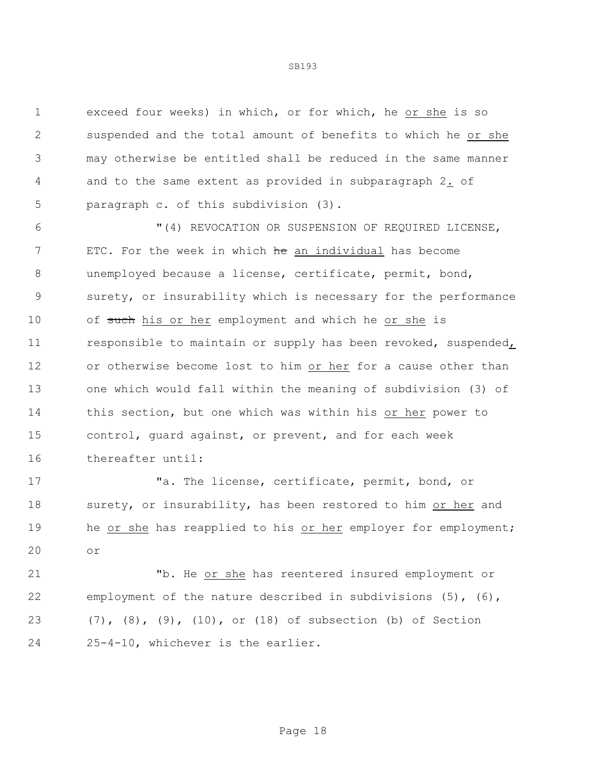exceed four weeks) in which, or for which, he or she is so suspended and the total amount of benefits to which he or she may otherwise be entitled shall be reduced in the same manner and to the same extent as provided in subparagraph 2. of paragraph c. of this subdivision (3).

"(4) REVOCATION OR SUSPENSION OF REQUIRED LICENSE, ETC. For the week in which ~~he~~ an individual has become unemployed because a license, certificate, permit, bond, surety, or insurability which is necessary for the performance of ~~such~~ his or her employment and which he or she is responsible to maintain or supply has been revoked, suspended, or otherwise become lost to him or her for a cause other than one which would fall within the meaning of subdivision (3) of this section, but one which was within his or her power to control, guard against, or prevent, and for each week thereafter until:

"a. The license, certificate, permit, bond, or surety, or insurability, has been restored to him or her and he or she has reapplied to his or her employer for employment; or

"b. He or she has reentered insured employment or employment of the nature described in subdivisions (5), (6), (7), (8), (9), (10), or (18) of subsection (b) of Section 25-4-10, whichever is the earlier.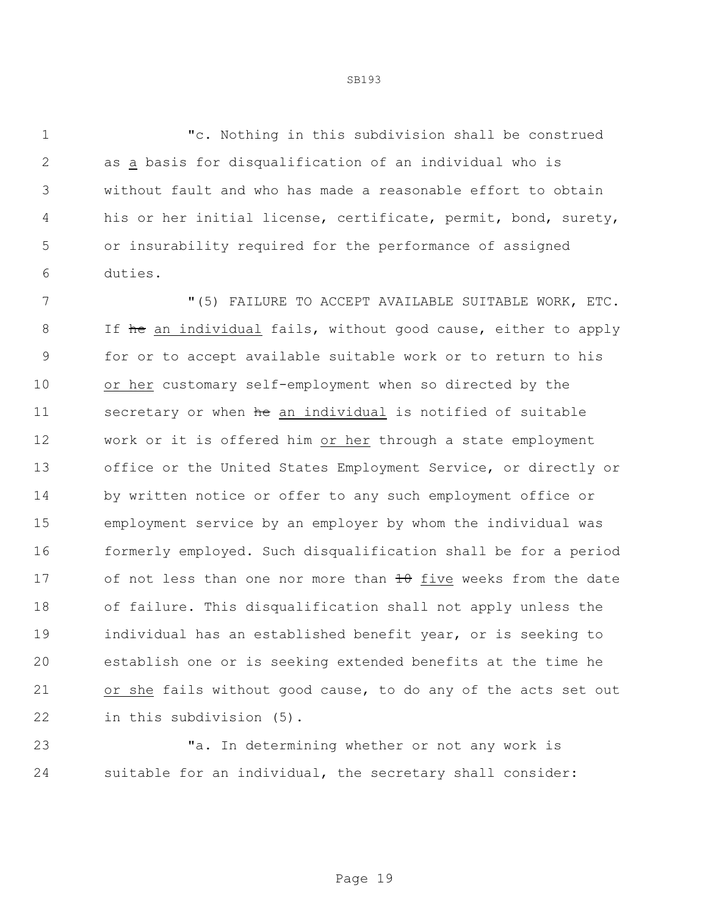"c. Nothing in this subdivision shall be construed as a basis for disqualification of an individual who is without fault and who has made a reasonable effort to obtain his or her initial license, certificate, permit, bond, surety, or insurability required for the performance of assigned duties.

"(5) FAILURE TO ACCEPT AVAILABLE SUITABLE WORK, ETC. If ~~he~~ an individual fails, without good cause, either to apply for or to accept available suitable work or to return to his or her customary self-employment when so directed by the secretary or when ~~he~~ an individual is notified of suitable work or it is offered him or her through a state employment office or the United States Employment Service, or directly or by written notice or offer to any such employment office or employment service by an employer by whom the individual was formerly employed. Such disqualification shall be for a period of not less than one nor more than ~~10~~ five weeks from the date of failure. This disqualification shall not apply unless the individual has an established benefit year, or is seeking to establish one or is seeking extended benefits at the time he or she fails without good cause, to do any of the acts set out in this subdivision (5).

"a. In determining whether or not any work is suitable for an individual, the secretary shall consider: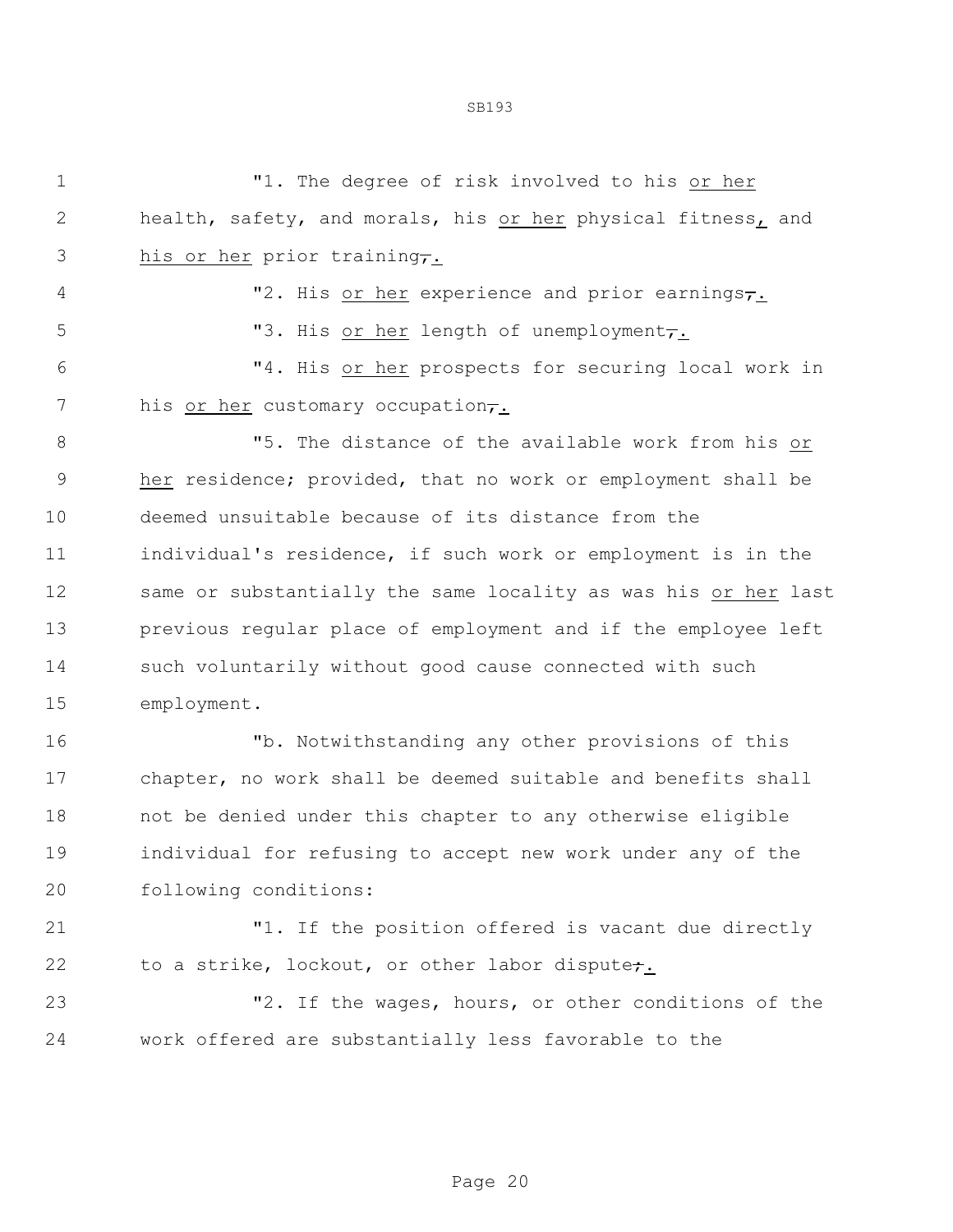"1. The degree of risk involved to his or her health, safety, and morals, his or her physical fitness, and his or her prior training,.

"2. His or her experience and prior earnings,.

"3. His or her length of unemployment,.

"4. His or her prospects for securing local work in his or her customary occupation,.

"5. The distance of the available work from his or her residence; provided, that no work or employment shall be deemed unsuitable because of its distance from the individual's residence, if such work or employment is in the same or substantially the same locality as was his or her last previous regular place of employment and if the employee left such voluntarily without good cause connected with such employment.

"b. Notwithstanding any other provisions of this chapter, no work shall be deemed suitable and benefits shall not be denied under this chapter to any otherwise eligible individual for refusing to accept new work under any of the following conditions:

"1. If the position offered is vacant due directly to a strike, lockout, or other labor dispute;.

"2. If the wages, hours, or other conditions of the work offered are substantially less favorable to the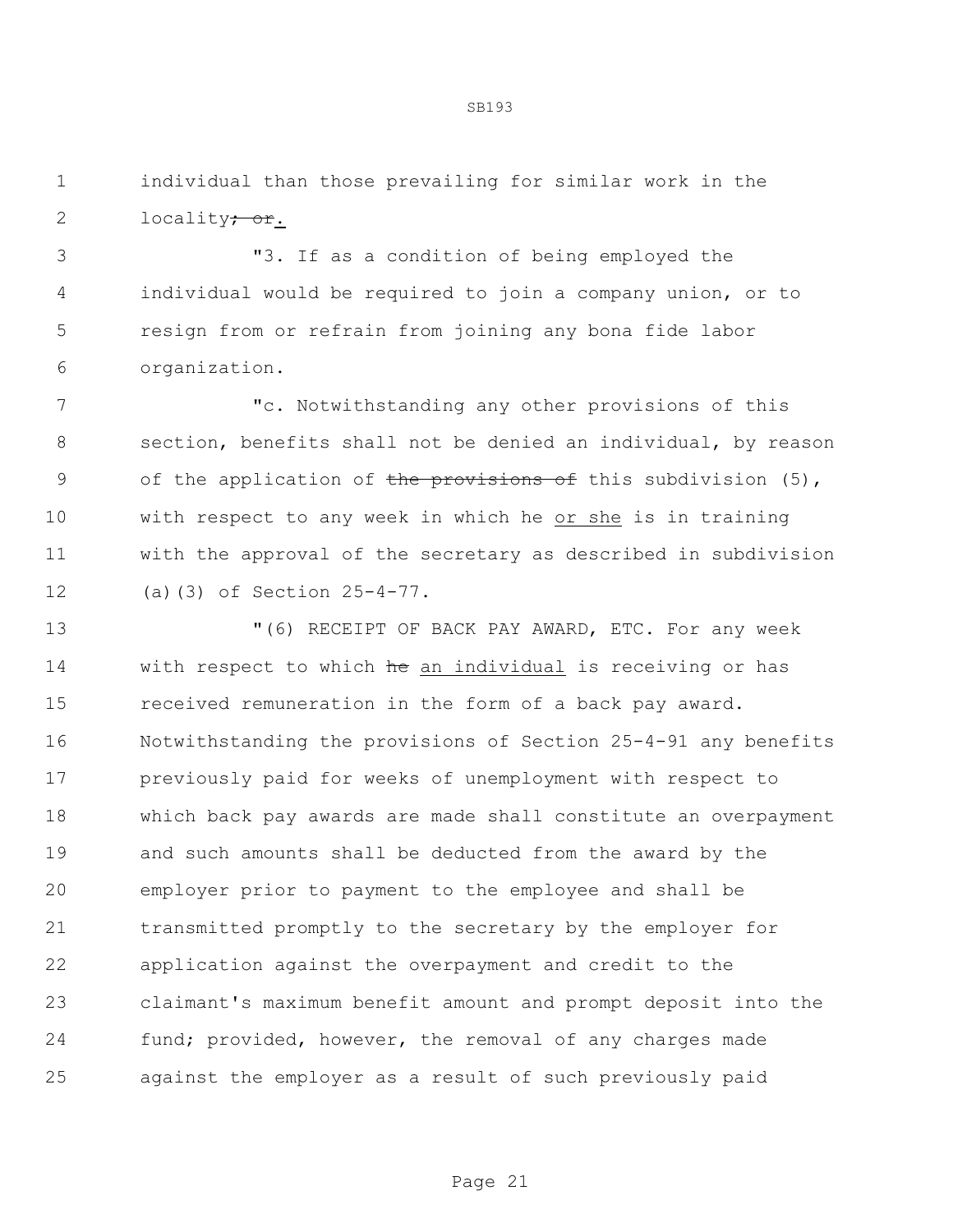individual than those prevailing for similar work in the locality~~; or~~.

"3. If as a condition of being employed the individual would be required to join a company union, or to resign from or refrain from joining any bona fide labor organization.

"c. Notwithstanding any other provisions of this section, benefits shall not be denied an individual, by reason of the application of ~~the provisions of~~ this subdivision (5), with respect to any week in which he <u>or she</u> is in training with the approval of the secretary as described in subdivision (a)(3) of Section 25-4-77.

"(6) RECEIPT OF BACK PAY AWARD, ETC. For any week with respect to which ~~he~~ <u>an individual</u> is receiving or has received remuneration in the form of a back pay award. Notwithstanding the provisions of Section 25-4-91 any benefits previously paid for weeks of unemployment with respect to which back pay awards are made shall constitute an overpayment and such amounts shall be deducted from the award by the employer prior to payment to the employee and shall be transmitted promptly to the secretary by the employer for application against the overpayment and credit to the claimant's maximum benefit amount and prompt deposit into the fund; provided, however, the removal of any charges made against the employer as a result of such previously paid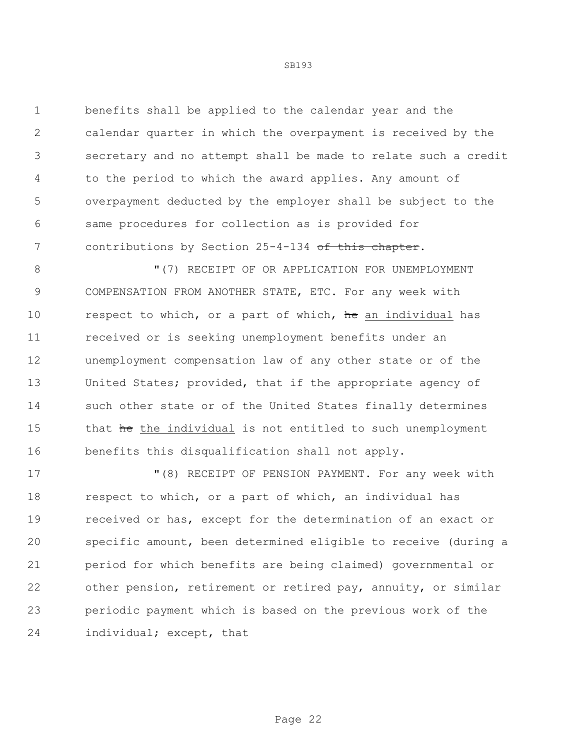benefits shall be applied to the calendar year and the calendar quarter in which the overpayment is received by the secretary and no attempt shall be made to relate such a credit to the period to which the award applies. Any amount of overpayment deducted by the employer shall be subject to the same procedures for collection as is provided for contributions by Section 25-4-134 ~~of this chapter~~.

"(7) RECEIPT OF OR APPLICATION FOR UNEMPLOYMENT COMPENSATION FROM ANOTHER STATE, ETC. For any week with respect to which, or a part of which, ~~he~~ an individual has received or is seeking unemployment benefits under an unemployment compensation law of any other state or of the United States; provided, that if the appropriate agency of such other state or of the United States finally determines that ~~he~~ the individual is not entitled to such unemployment benefits this disqualification shall not apply.

"(8) RECEIPT OF PENSION PAYMENT. For any week with respect to which, or a part of which, an individual has received or has, except for the determination of an exact or specific amount, been determined eligible to receive (during a period for which benefits are being claimed) governmental or other pension, retirement or retired pay, annuity, or similar periodic payment which is based on the previous work of the individual; except, that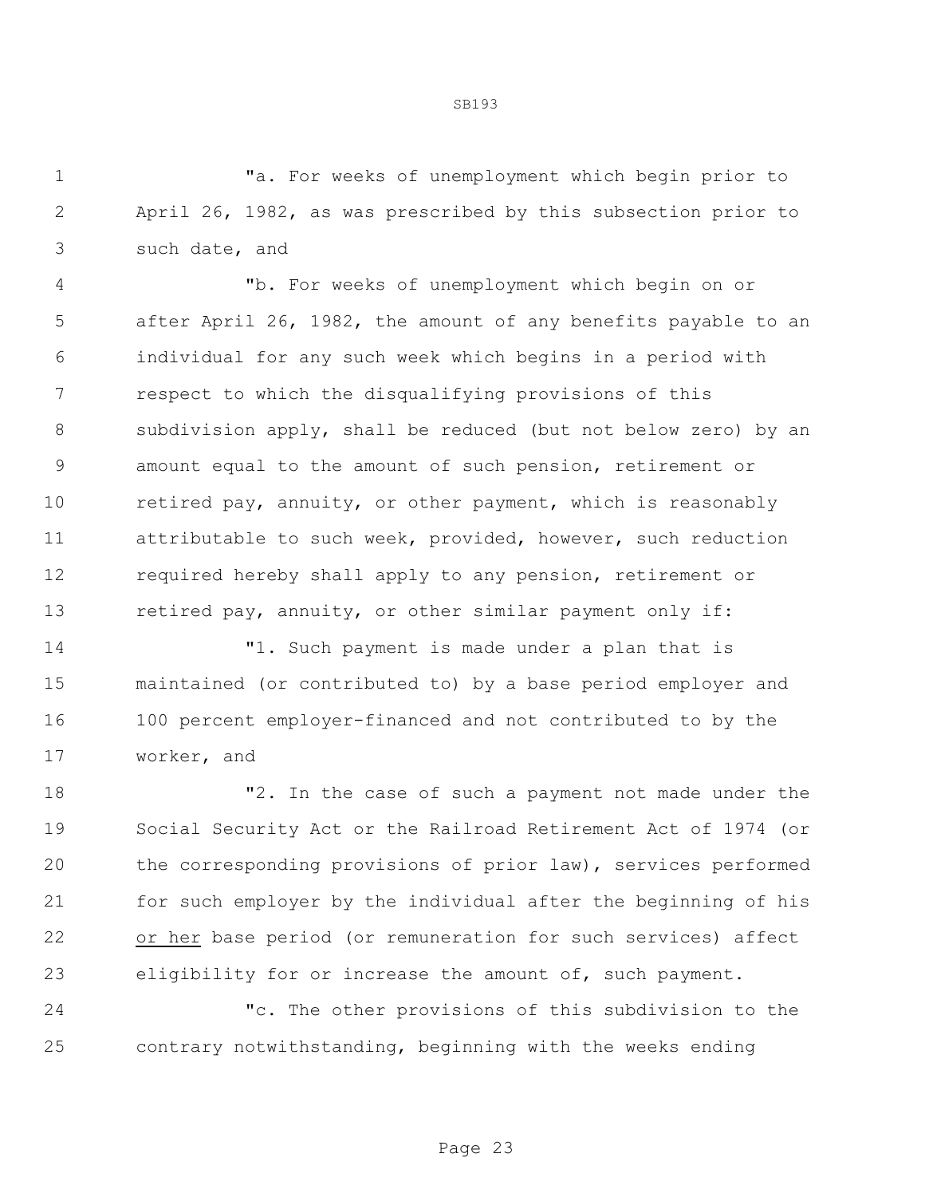"a. For weeks of unemployment which begin prior to April 26, 1982, as was prescribed by this subsection prior to such date, and

"b. For weeks of unemployment which begin on or after April 26, 1982, the amount of any benefits payable to an individual for any such week which begins in a period with respect to which the disqualifying provisions of this subdivision apply, shall be reduced (but not below zero) by an amount equal to the amount of such pension, retirement or retired pay, annuity, or other payment, which is reasonably attributable to such week, provided, however, such reduction required hereby shall apply to any pension, retirement or retired pay, annuity, or other similar payment only if:

"1. Such payment is made under a plan that is maintained (or contributed to) by a base period employer and 100 percent employer-financed and not contributed to by the worker, and

"2. In the case of such a payment not made under the Social Security Act or the Railroad Retirement Act of 1974 (or the corresponding provisions of prior law), services performed for such employer by the individual after the beginning of his <u>or her</u> base period (or remuneration for such services) affect eligibility for or increase the amount of, such payment.

"c. The other provisions of this subdivision to the contrary notwithstanding, beginning with the weeks ending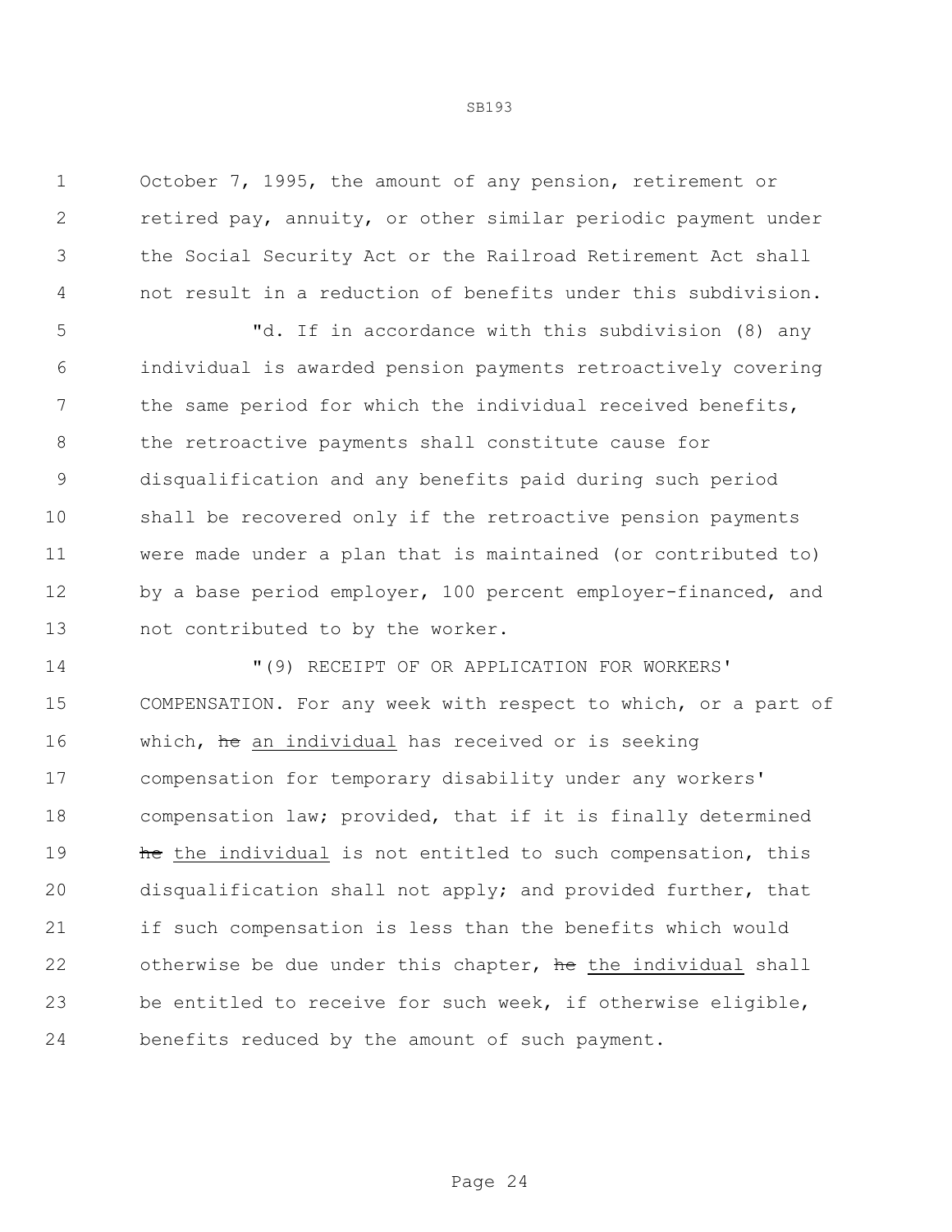October 7, 1995, the amount of any pension, retirement or retired pay, annuity, or other similar periodic payment under the Social Security Act or the Railroad Retirement Act shall not result in a reduction of benefits under this subdivision.

"d. If in accordance with this subdivision (8) any individual is awarded pension payments retroactively covering the same period for which the individual received benefits, the retroactive payments shall constitute cause for disqualification and any benefits paid during such period shall be recovered only if the retroactive pension payments were made under a plan that is maintained (or contributed to) by a base period employer, 100 percent employer-financed, and not contributed to by the worker.

"(9) RECEIPT OF OR APPLICATION FOR WORKERS' COMPENSATION. For any week with respect to which, or a part of which, ~~he~~ an individual has received or is seeking compensation for temporary disability under any workers' compensation law; provided, that if it is finally determined ~~he~~ the individual is not entitled to such compensation, this disqualification shall not apply; and provided further, that if such compensation is less than the benefits which would otherwise be due under this chapter, ~~he~~ the individual shall be entitled to receive for such week, if otherwise eligible, benefits reduced by the amount of such payment.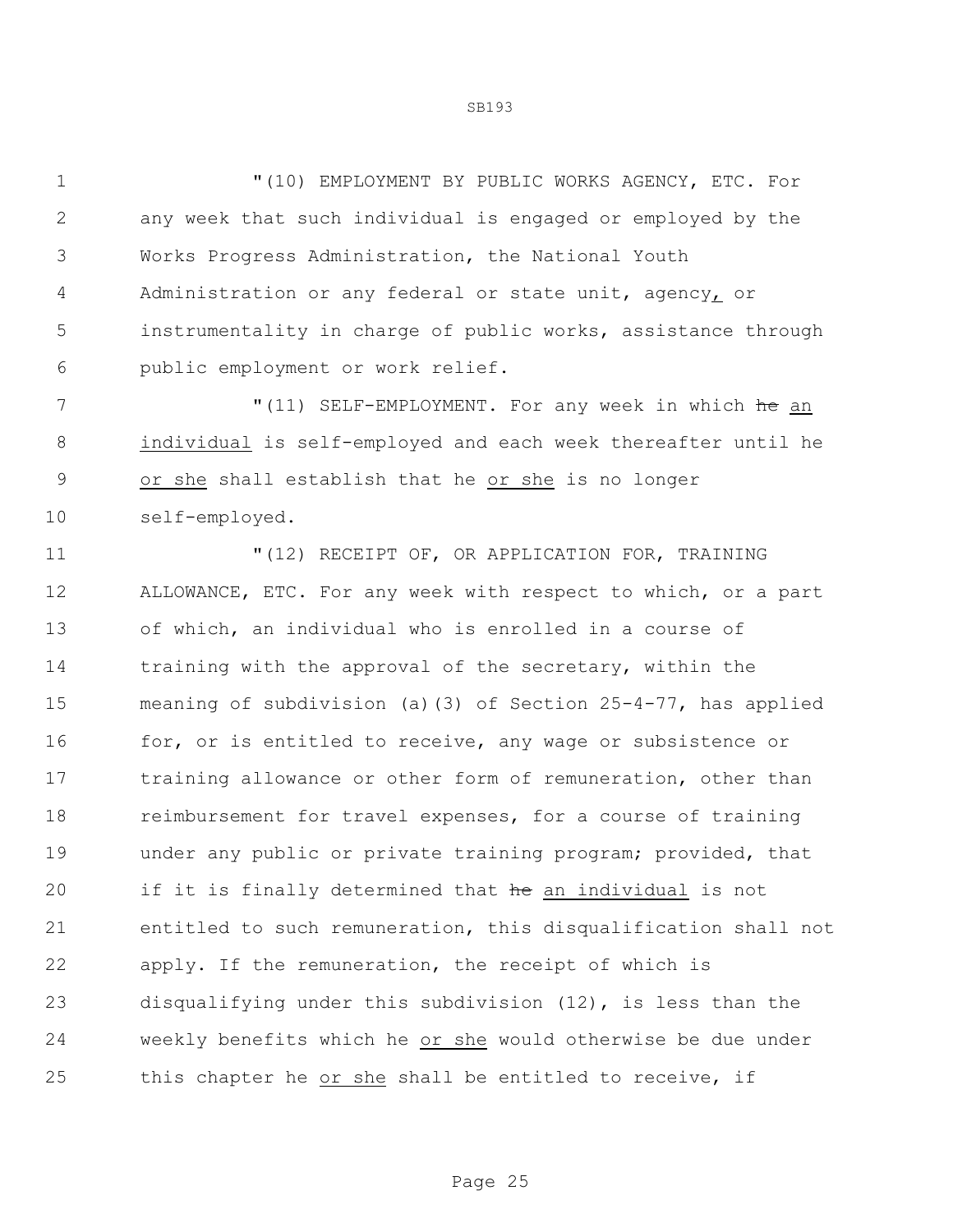"(10) EMPLOYMENT BY PUBLIC WORKS AGENCY, ETC. For any week that such individual is engaged or employed by the Works Progress Administration, the National Youth Administration or any federal or state unit, agency, or instrumentality in charge of public works, assistance through public employment or work relief.

"(11) SELF-EMPLOYMENT. For any week in which ~~he~~ an individual is self-employed and each week thereafter until he or she shall establish that he or she is no longer self-employed.

"(12) RECEIPT OF, OR APPLICATION FOR, TRAINING ALLOWANCE, ETC. For any week with respect to which, or a part of which, an individual who is enrolled in a course of training with the approval of the secretary, within the meaning of subdivision (a)(3) of Section 25-4-77, has applied for, or is entitled to receive, any wage or subsistence or training allowance or other form of remuneration, other than reimbursement for travel expenses, for a course of training under any public or private training program; provided, that if it is finally determined that ~~he~~ an individual is not entitled to such remuneration, this disqualification shall not apply. If the remuneration, the receipt of which is disqualifying under this subdivision (12), is less than the weekly benefits which he or she would otherwise be due under this chapter he or she shall be entitled to receive, if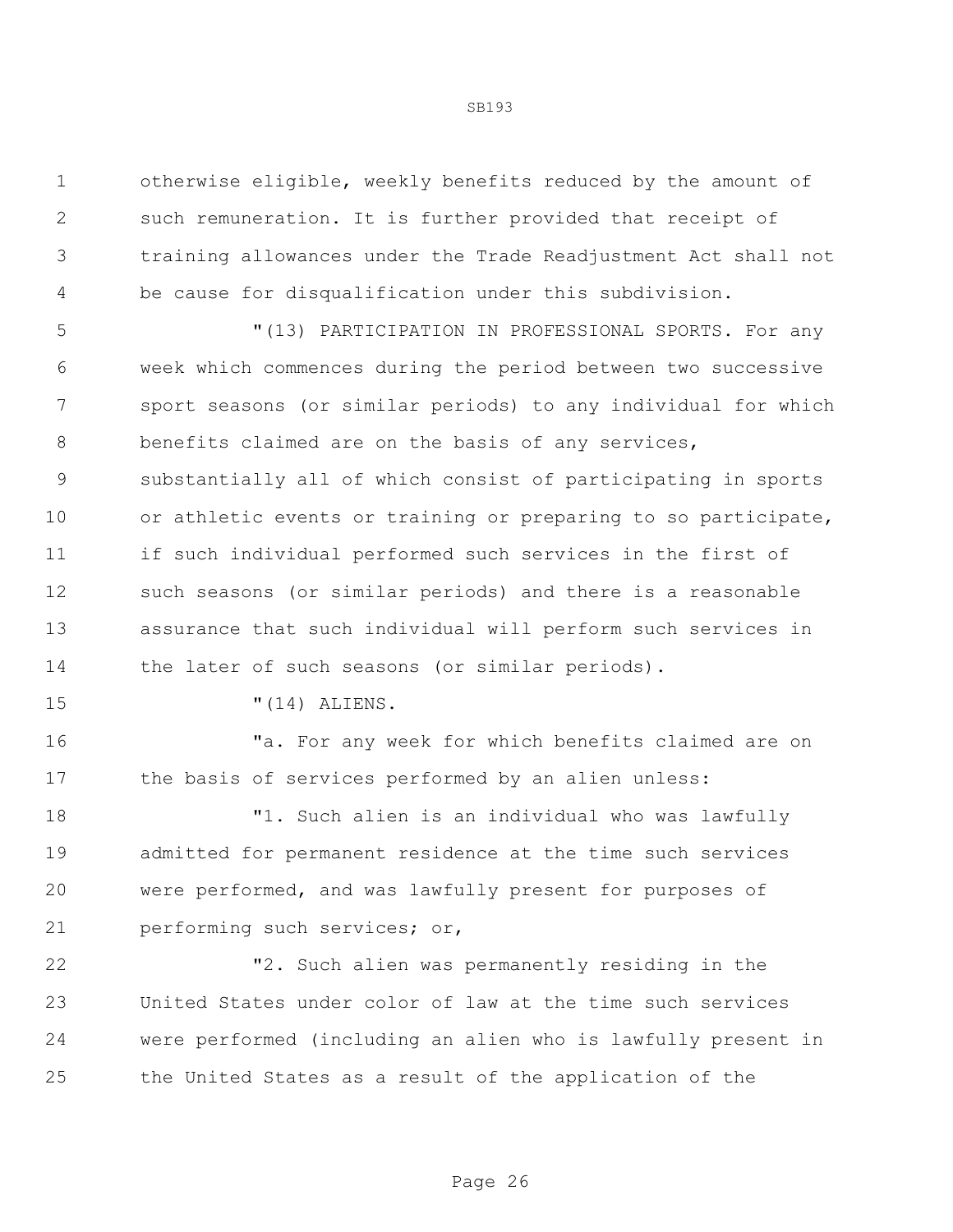otherwise eligible, weekly benefits reduced by the amount of such remuneration. It is further provided that receipt of training allowances under the Trade Readjustment Act shall not be cause for disqualification under this subdivision.

"(13) PARTICIPATION IN PROFESSIONAL SPORTS. For any week which commences during the period between two successive sport seasons (or similar periods) to any individual for which benefits claimed are on the basis of any services, substantially all of which consist of participating in sports or athletic events or training or preparing to so participate, if such individual performed such services in the first of such seasons (or similar periods) and there is a reasonable assurance that such individual will perform such services in the later of such seasons (or similar periods).

"(14) ALIENS.

"a. For any week for which benefits claimed are on the basis of services performed by an alien unless:

"1. Such alien is an individual who was lawfully admitted for permanent residence at the time such services were performed, and was lawfully present for purposes of performing such services; or,

"2. Such alien was permanently residing in the United States under color of law at the time such services were performed (including an alien who is lawfully present in the United States as a result of the application of the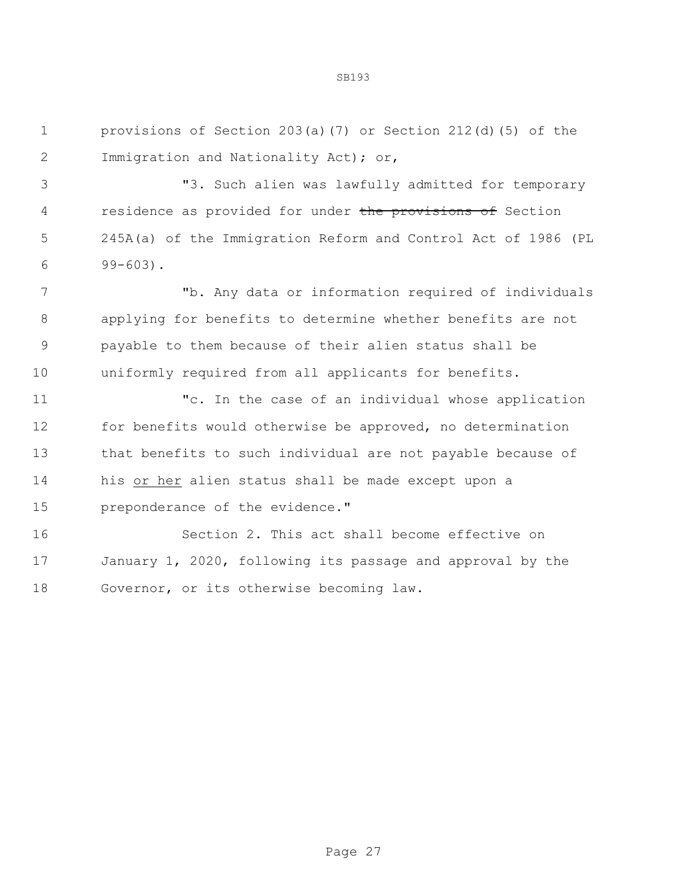provisions of Section 203(a)(7) or Section 212(d)(5) of the Immigration and Nationality Act); or,

"3. Such alien was lawfully admitted for temporary residence as provided for under ~~the provisions of~~ Section 245A(a) of the Immigration Reform and Control Act of 1986 (PL 99-603).

"b. Any data or information required of individuals applying for benefits to determine whether benefits are not payable to them because of their alien status shall be uniformly required from all applicants for benefits.

"c. In the case of an individual whose application for benefits would otherwise be approved, no determination that benefits to such individual are not payable because of his <u>or her</u> alien status shall be made except upon a preponderance of the evidence."

Section 2. This act shall become effective on January 1, 2020, following its passage and approval by the Governor, or its otherwise becoming law.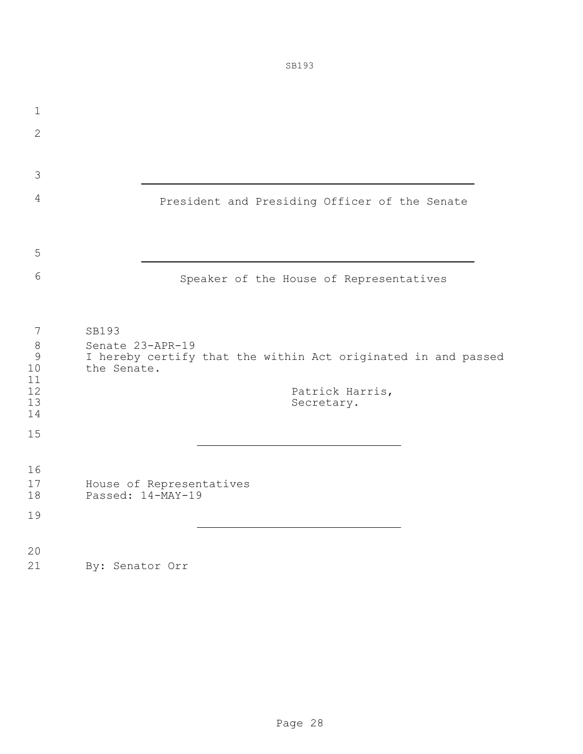President and Presiding Officer of the Senate

Speaker of the House of Representatives

SB193

Senate 23-APR-19

I hereby certify that the within Act originated in and passed the Senate.

Patrick Harris,
Secretary.

House of Representatives

Passed: 14-MAY-19

By: Senator Orr